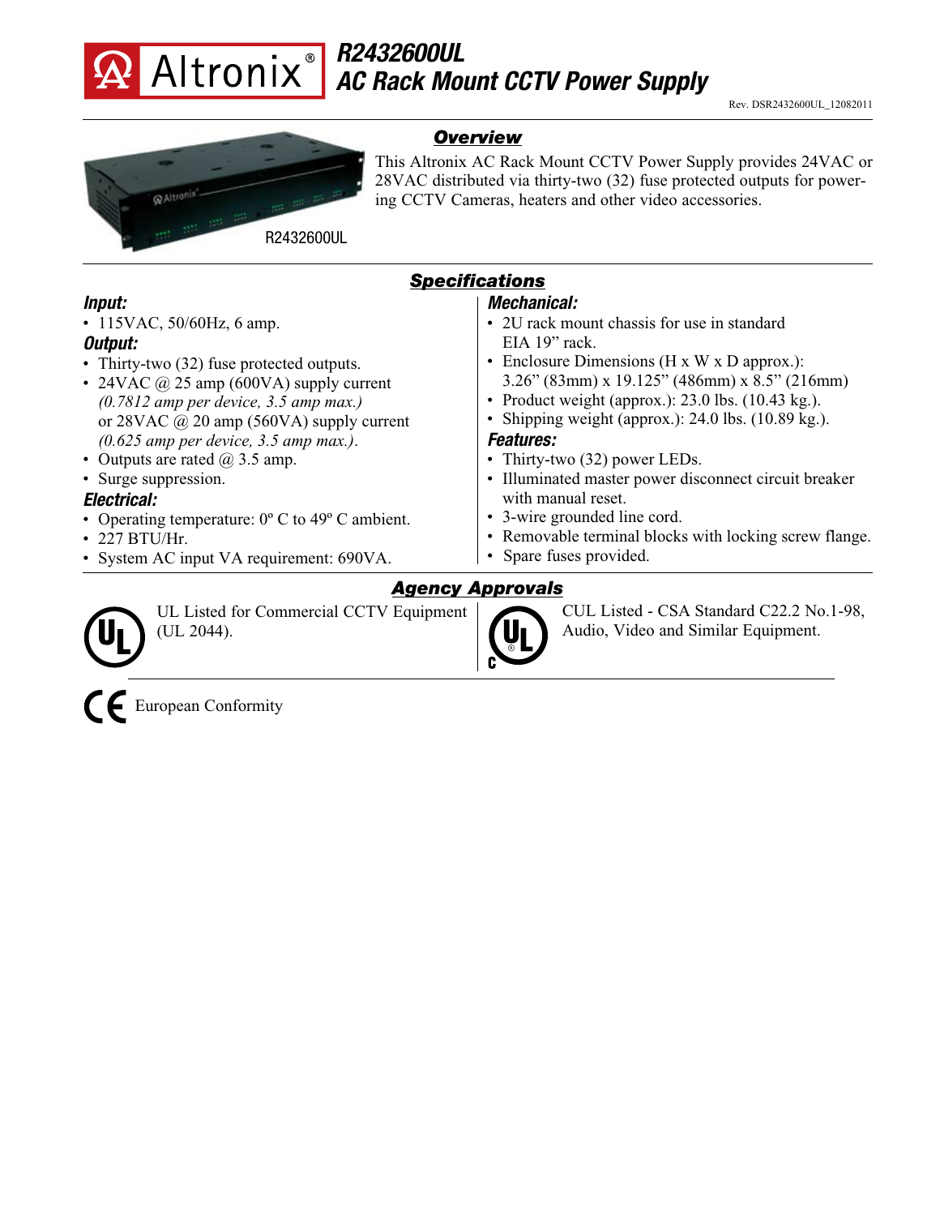# Altronix®

## R2432600UL
## AC Rack Mount CCTV Power Supply

Rev. DSR2432600UL_12082011

R2432600UL

## Overview

This Altronix AC Rack Mount CCTV Power Supply provides 24VAC or 28VAC distributed via thirty-two (32) fuse protected outputs for powering CCTV Cameras, heaters and other video accessories.

## Specifications

### Input:

- 115VAC, 50/60Hz, 6 amp.

### Output:

- Thirty-two (32) fuse protected outputs.
- 24VAC @ 25 amp (600VA) supply current *(0.7812 amp per device, 3.5 amp max.)* or 28VAC @ 20 amp (560VA) supply current *(0.625 amp per device, 3.5 amp max.)*.
- Outputs are rated @ 3.5 amp.
- Surge suppression.

### Electrical:

- Operating temperature: 0º C to 49º C ambient.
- 227 BTU/Hr.
- System AC input VA requirement: 690VA.

### Mechanical:

- 2U rack mount chassis for use in standard EIA 19” rack.
- Enclosure Dimensions (H x W x D approx.): 3.26” (83mm) x 19.125” (486mm) x 8.5” (216mm)
- Product weight (approx.): 23.0 lbs. (10.43 kg.).
- Shipping weight (approx.): 24.0 lbs. (10.89 kg.).

### Features:

- Thirty-two (32) power LEDs.
- Illuminated master power disconnect circuit breaker with manual reset.
- 3-wire grounded line cord.
- Removable terminal blocks with locking screw flange.
- Spare fuses provided.

## Agency Approvals

UL Listed for Commercial CCTV Equipment (UL 2044).

CUL Listed - CSA Standard C22.2 No.1-98, Audio, Video and Similar Equipment.

European Conformity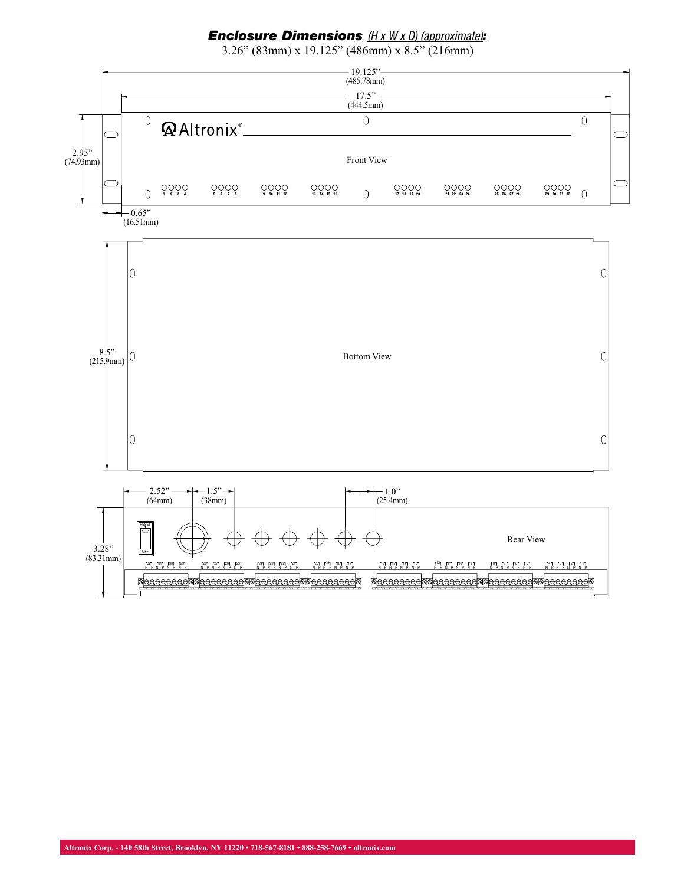## ***Enclosure Dimensions*** *(H x W x D) (approximate)*:

3.26" (83mm) x 19.125" (486mm) x 8.5" (216mm)

19.125"
(485.78mm)

17.5"
(444.5mm)

2.95"
(74.93mm)

Altronix®

Front View

1 2 3 4 5 6 7 8 9 10 11 12 13 14 15 16 17 18 19 20 21 22 23 24 25 26 27 28 29 30 31 32

0.65"
(16.51mm)

8.5"
(215.9mm)

Bottom View

2.52"
(64mm)

1.5"
(38mm)

1.0"
(25.4mm)

3.28"
(83.31mm)

RESET

OFF

Rear View

Altronix Corp. - 140 58th Street, Brooklyn, NY 11220 • 718-567-8181 • 888-258-7669 • altronix.com